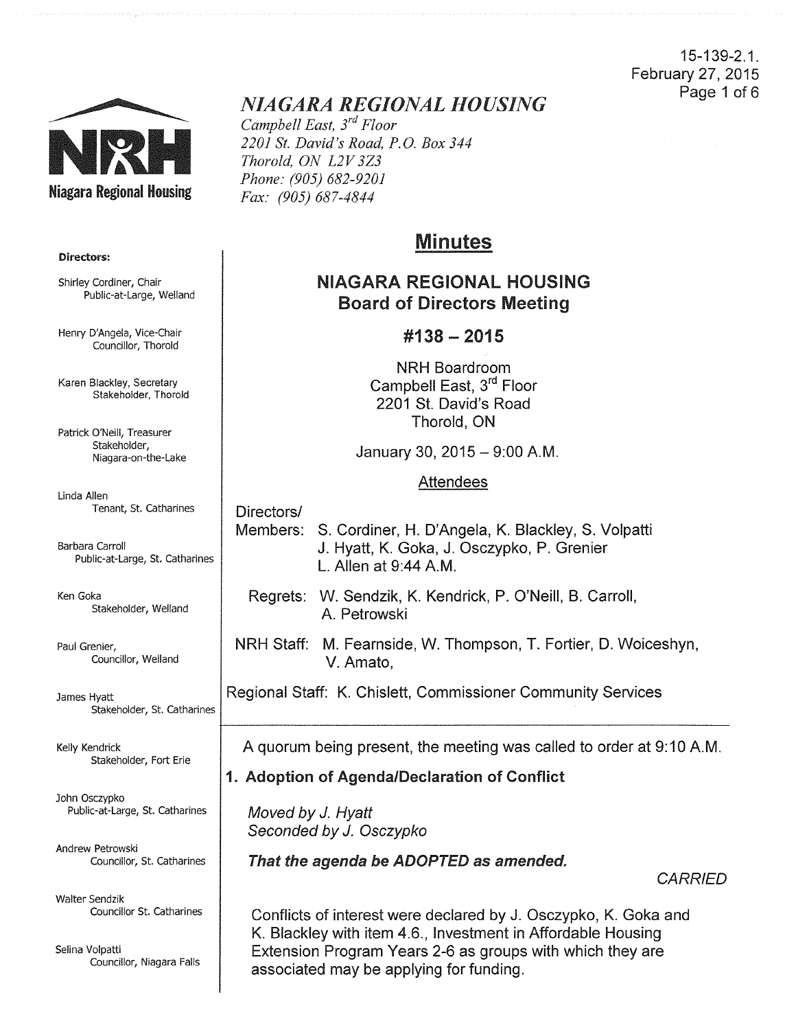15-139-2.1.
February 27, 2015

# *NIAGARA REGIONAL HOUSING*

*Campbell East, 3rd Floor*
*2201 St. David's Road, P.O. Box 344*
*Thorold, ON L2V 3Z3*
*Phone: (905) 682-9201*
*Fax: (905) 687-4844*

Niagara Regional Housing

**Directors:**

Shirley Cordiner, Chair
Public-at-Large, Welland

Henry D'Angela, Vice-Chair
Councillor, Thorold

Karen Blackley, Secretary
Stakeholder, Thorold

Patrick O'Neill, Treasurer
Stakeholder, Niagara-on-the-Lake

Linda Allen
Tenant, St. Catharines

Barbara Carroll
Public-at-Large, St. Catharines

Ken Goka
Stakeholder, Welland

Paul Grenier,
Councillor, Welland

James Hyatt
Stakeholder, St. Catharines

Kelly Kendrick
Stakeholder, Fort Erie

John Osczypko
Public-at-Large, St. Catharines

Andrew Petrowski
Councillor, St. Catharines

Walter Sendzik
Councillor St. Catharines

Selina Volpatti
Councillor, Niagara Falls

## Minutes

### NIAGARA REGIONAL HOUSING Board of Directors Meeting

### #138 – 2015

NRH Boardroom
Campbell East, 3rd Floor
2201 St. David's Road
Thorold, ON

January 30, 2015 – 9:00 A.M.

Attendees

Directors/
Members: S. Cordiner, H. D'Angela, K. Blackley, S. Volpatti
J. Hyatt, K. Goka, J. Osczypko, P. Grenier
L. Allen at 9:44 A.M.

Regrets: W. Sendzik, K. Kendrick, P. O'Neill, B. Carroll,
A. Petrowski

NRH Staff: M. Fearnside, W. Thompson, T. Fortier, D. Woiceshyn,
V. Amato,

Regional Staff: K. Chislett, Commissioner Community Services

A quorum being present, the meeting was called to order at 9:10 A.M.

**1. Adoption of Agenda/Declaration of Conflict**

*Moved by J. Hyatt*
*Seconded by J. Osczypko*

***That the agenda be ADOPTED as amended.***

*CARRIED*

Conflicts of interest were declared by J. Osczypko, K. Goka and K. Blackley with item 4.6., Investment in Affordable Housing Extension Program Years 2-6 as groups with which they are associated may be applying for funding.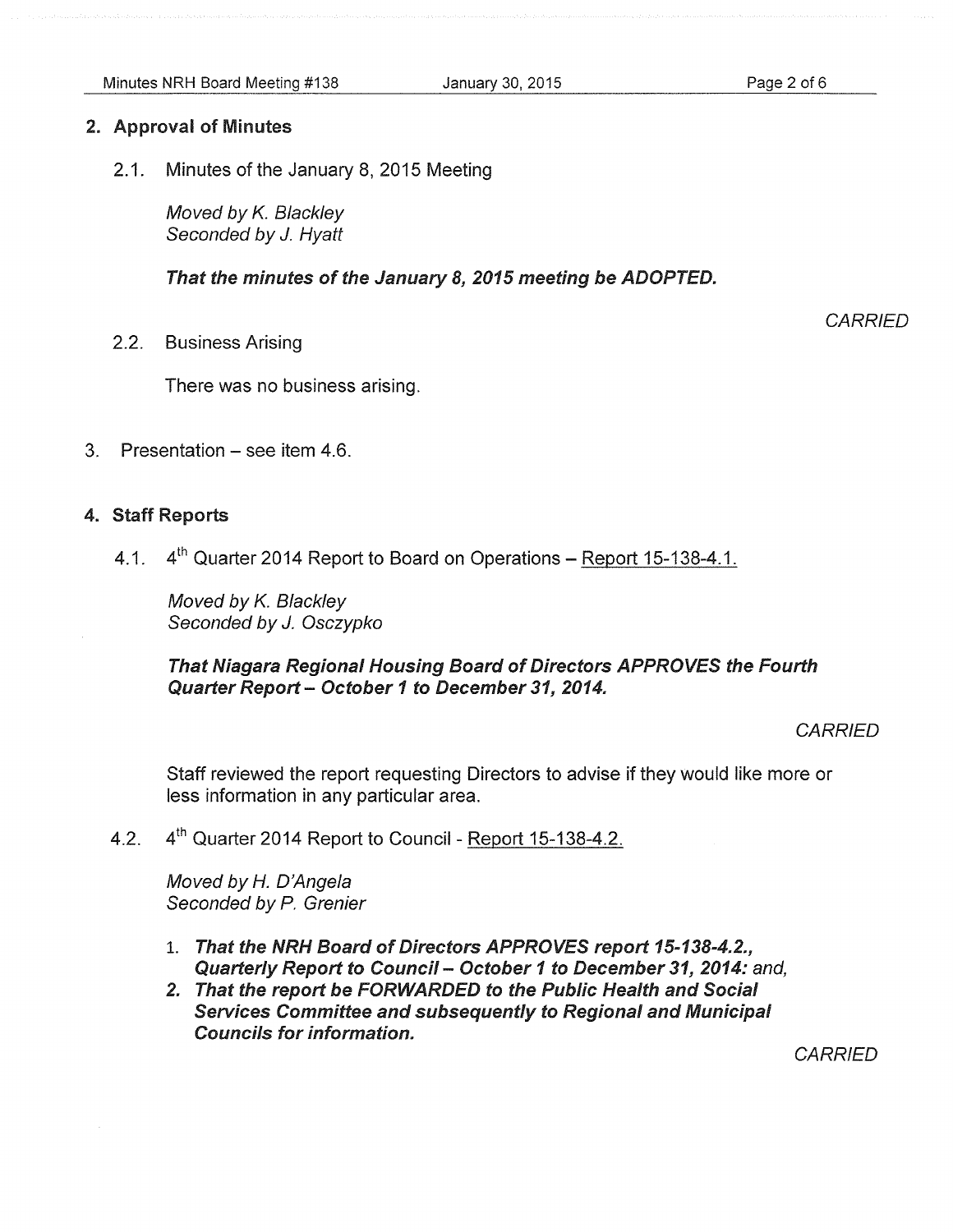## 2. Approval of Minutes

2.1. Minutes of the January 8, 2015 Meeting

*Moved by K. Blackley*
*Seconded by J. Hyatt*

***That the minutes of the January 8, 2015 meeting be ADOPTED.***

*CARRIED*

2.2. Business Arising

There was no business arising.

3. Presentation – see item 4.6.

## 4. Staff Reports

4.1. 4th Quarter 2014 Report to Board on Operations – Report 15-138-4.1.

*Moved by K. Blackley*
*Seconded by J. Osczypko*

***That Niagara Regional Housing Board of Directors APPROVES the Fourth Quarter Report – October 1 to December 31, 2014.***

*CARRIED*

Staff reviewed the report requesting Directors to advise if they would like more or less information in any particular area.

4.2. 4th Quarter 2014 Report to Council - Report 15-138-4.2.

*Moved by H. D'Angela*
*Seconded by P. Grenier*

1. ***That the NRH Board of Directors APPROVES report 15-138-4.2., Quarterly Report to Council – October 1 to December 31, 2014:*** *and,*
2. ***That the report be FORWARDED to the Public Health and Social Services Committee and subsequently to Regional and Municipal Councils for information.***

*CARRIED*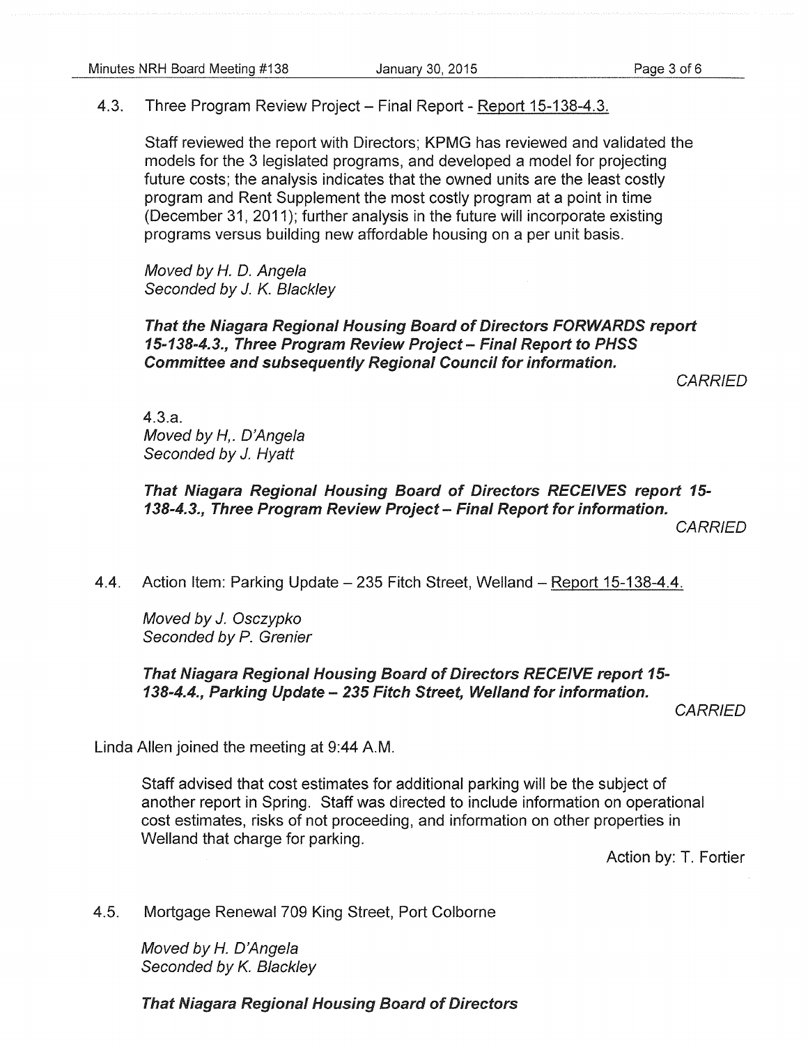4.3. Three Program Review Project – Final Report - Report 15-138-4.3.

Staff reviewed the report with Directors; KPMG has reviewed and validated the models for the 3 legislated programs, and developed a model for projecting future costs; the analysis indicates that the owned units are the least costly program and Rent Supplement the most costly program at a point in time (December 31, 2011); further analysis in the future will incorporate existing programs versus building new affordable housing on a per unit basis.

*Moved by H. D. Angela*
*Seconded by J. K. Blackley*

***That the Niagara Regional Housing Board of Directors FORWARDS report 15-138-4.3., Three Program Review Project – Final Report to PHSS Committee and subsequently Regional Council for information.***

*CARRIED*

4.3.a.
*Moved by H,. D'Angela*
*Seconded by J. Hyatt*

***That Niagara Regional Housing Board of Directors RECEIVES report 15-138-4.3., Three Program Review Project – Final Report for information.***

*CARRIED*

4.4. Action Item: Parking Update – 235 Fitch Street, Welland – Report 15-138-4.4.

*Moved by J. Osczypko*
*Seconded by P. Grenier*

***That Niagara Regional Housing Board of Directors RECEIVE report 15-138-4.4., Parking Update – 235 Fitch Street, Welland for information.***

*CARRIED*

Linda Allen joined the meeting at 9:44 A.M.

Staff advised that cost estimates for additional parking will be the subject of another report in Spring. Staff was directed to include information on operational cost estimates, risks of not proceeding, and information on other properties in Welland that charge for parking.

Action by: T. Fortier

4.5. Mortgage Renewal 709 King Street, Port Colborne

*Moved by H. D'Angela*
*Seconded by K. Blackley*

***That Niagara Regional Housing Board of Directors***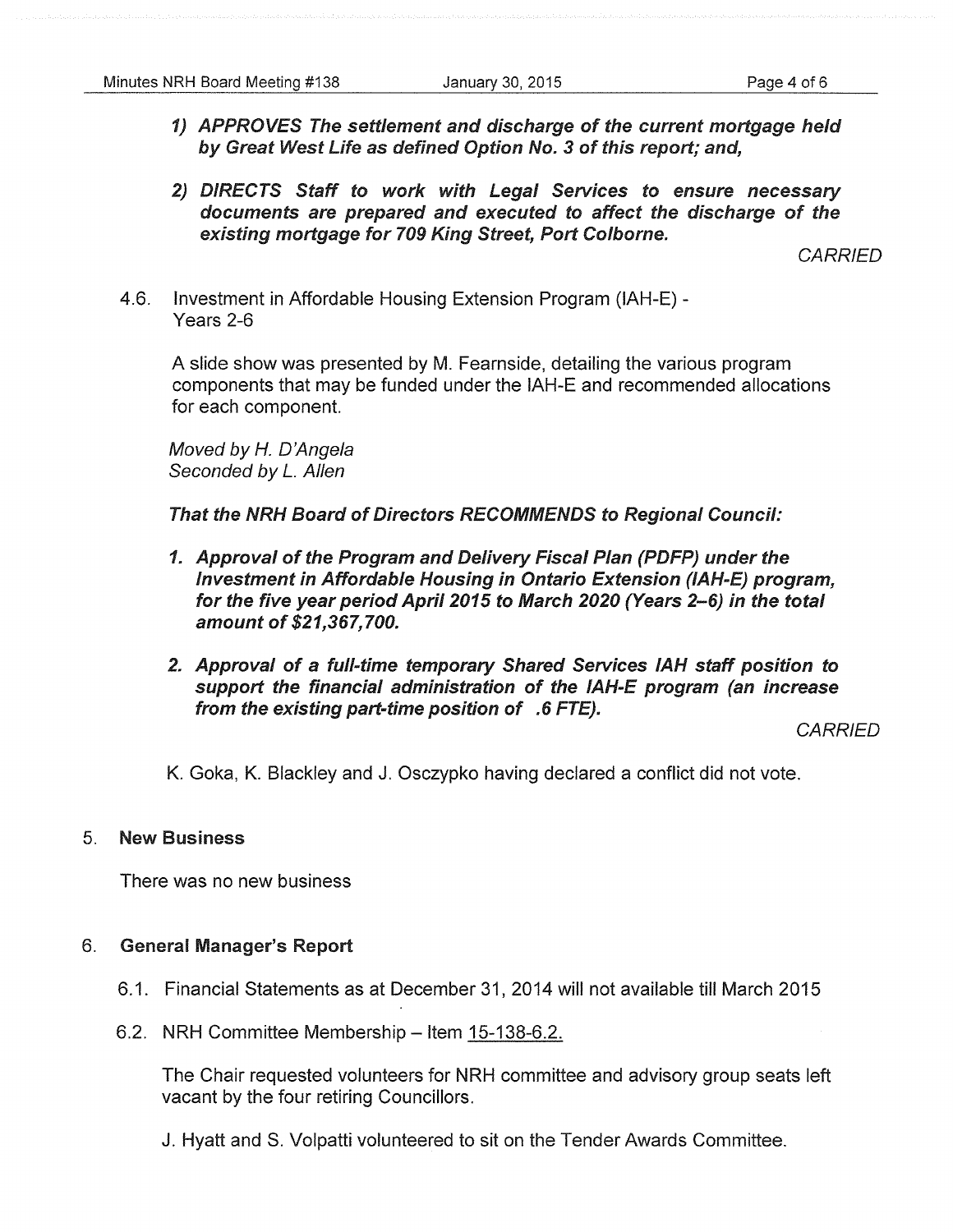1) ***APPROVES The settlement and discharge of the current mortgage held by Great West Life as defined Option No. 3 of this report; and,***

2) ***DIRECTS Staff to work with Legal Services to ensure necessary documents are prepared and executed to affect the discharge of the existing mortgage for 709 King Street, Port Colborne.***

*CARRIED*

4.6. Investment in Affordable Housing Extension Program (IAH-E) - Years 2-6

A slide show was presented by M. Fearnside, detailing the various program components that may be funded under the IAH-E and recommended allocations for each component.

*Moved by H. D'Angela*
*Seconded by L. Allen*

***That the NRH Board of Directors RECOMMENDS to Regional Council:***

1. ***Approval of the Program and Delivery Fiscal Plan (PDFP) under the Investment in Affordable Housing in Ontario Extension (IAH-E) program, for the five year period April 2015 to March 2020 (Years 2–6) in the total amount of $21,367,700.***

2. ***Approval of a full-time temporary Shared Services IAH staff position to support the financial administration of the IAH-E program (an increase from the existing part-time position of .6 FTE).***

*CARRIED*

K. Goka, K. Blackley and J. Osczypko having declared a conflict did not vote.

## 5. New Business

There was no new business

## 6. General Manager's Report

6.1. Financial Statements as at December 31, 2014 will not available till March 2015

6.2. NRH Committee Membership – Item 15-138-6.2.

The Chair requested volunteers for NRH committee and advisory group seats left vacant by the four retiring Councillors.

J. Hyatt and S. Volpatti volunteered to sit on the Tender Awards Committee.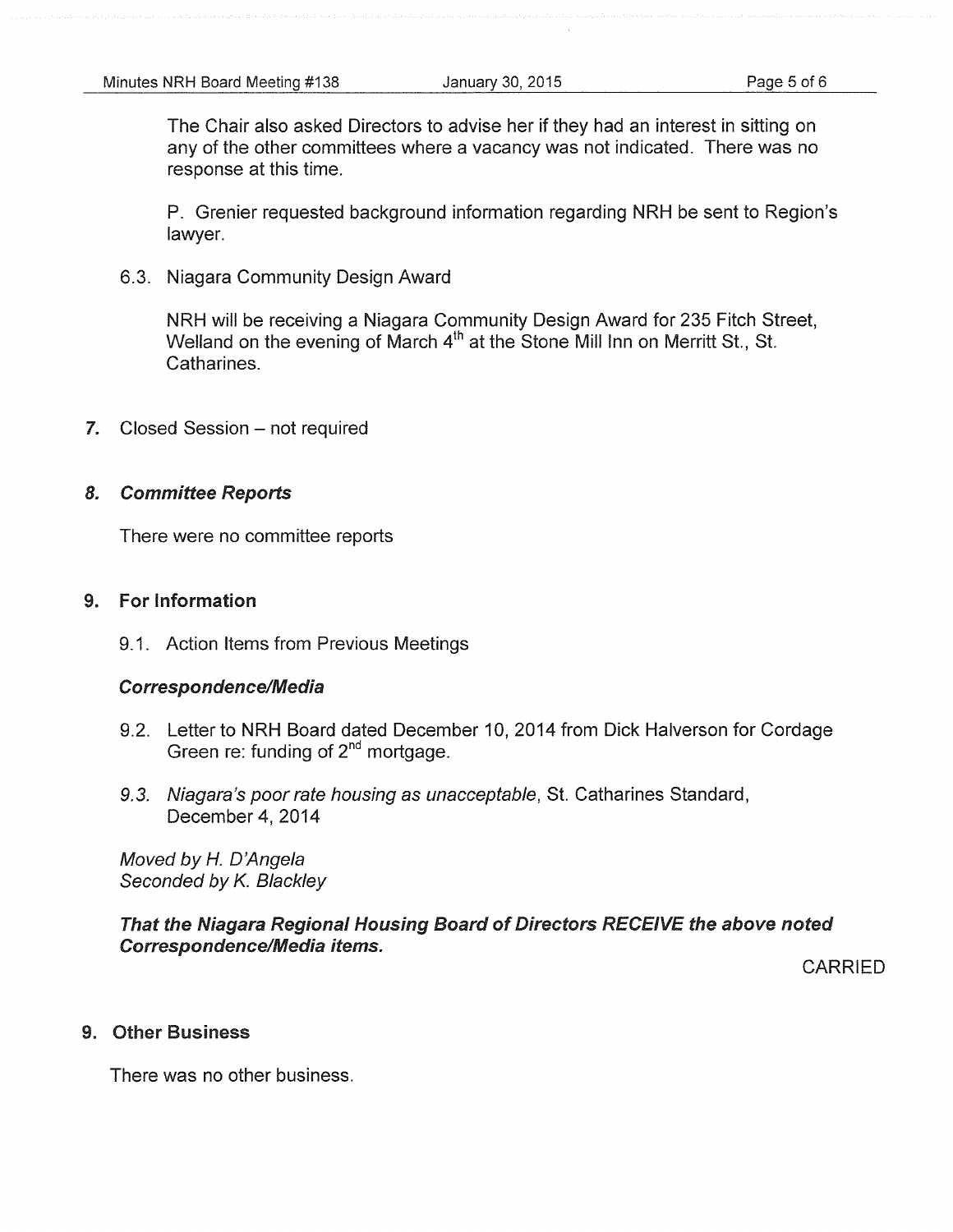The Chair also asked Directors to advise her if they had an interest in sitting on any of the other committees where a vacancy was not indicated. There was no response at this time.

P. Grenier requested background information regarding NRH be sent to Region's lawyer.

6.3. Niagara Community Design Award

NRH will be receiving a Niagara Community Design Award for 235 Fitch Street, Welland on the evening of March 4th at the Stone Mill Inn on Merritt St., St. Catharines.

7. Closed Session – not required

## 8. *Committee Reports*

There were no committee reports

## 9. For Information

9.1. Action Items from Previous Meetings

***Correspondence/Media***

9.2. Letter to NRH Board dated December 10, 2014 from Dick Halverson for Cordage Green re: funding of 2nd mortgage.

9.3. *Niagara's poor rate housing as unacceptable*, St. Catharines Standard, December 4, 2014

*Moved by H. D'Angela*
*Seconded by K. Blackley*

***That the Niagara Regional Housing Board of Directors RECEIVE the above noted Correspondence/Media items.***

CARRIED

## 9. Other Business

There was no other business.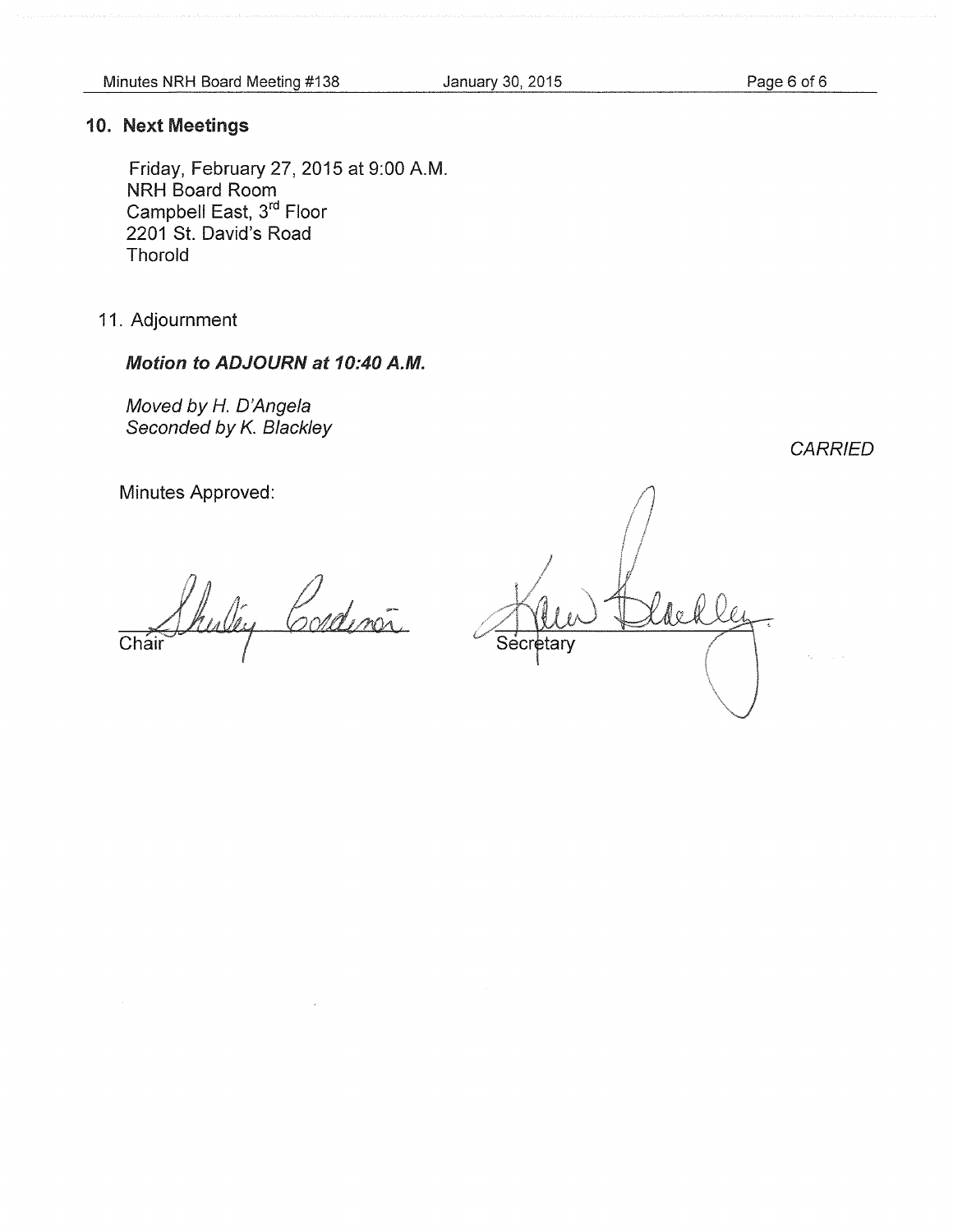## 10. Next Meetings

Friday, February 27, 2015 at 9:00 A.M.
NRH Board Room
Campbell East, 3rd Floor
2201 St. David's Road
Thorold

11. Adjournment

***Motion to ADJOURN at 10:40 A.M.***

*Moved by H. D'Angela*
*Seconded by K. Blackley*

*CARRIED*

Minutes Approved:

Chair

Secretary